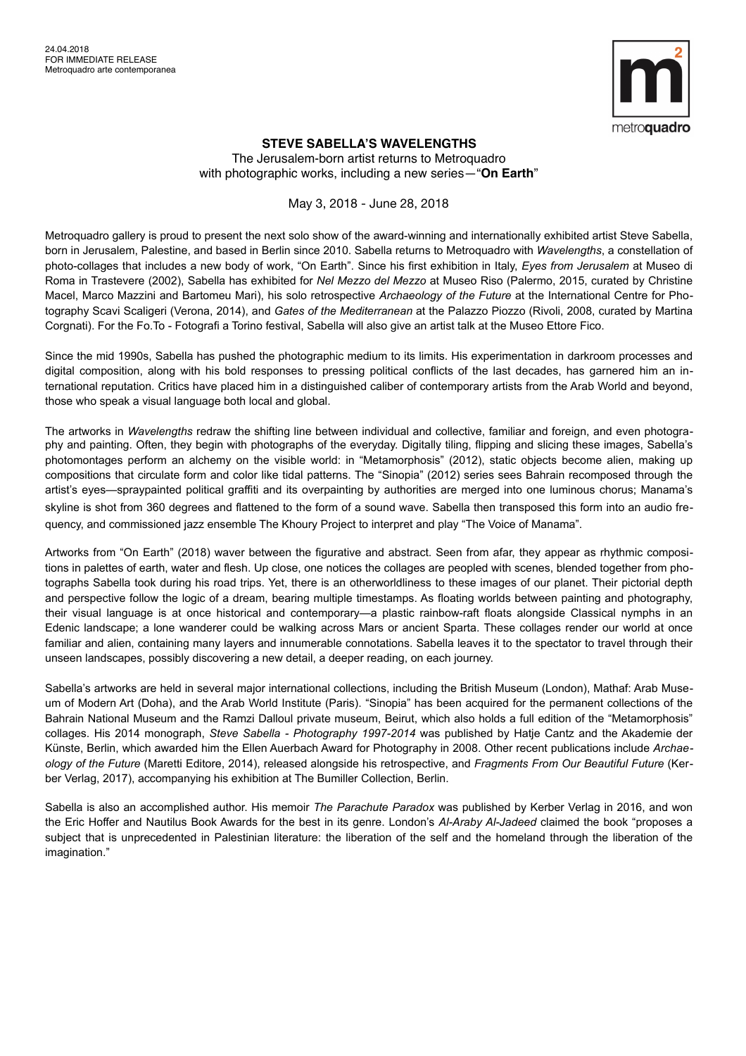24.04.2018
FOR IMMEDIATE RELEASE
Metroquadro arte contemporanea

# STEVE SABELLA'S WAVELENGTHS

The Jerusalem-born artist returns to Metroquadro
with photographic works, including a new series—"**On Earth**"

May 3, 2018 - June 28, 2018

Metroquadro gallery is proud to present the next solo show of the award-winning and internationally exhibited artist Steve Sabella, born in Jerusalem, Palestine, and based in Berlin since 2010. Sabella returns to Metroquadro with *Wavelengths*, a constellation of photo-collages that includes a new body of work, "On Earth". Since his first exhibition in Italy, *Eyes from Jerusalem* at Museo di Roma in Trastevere (2002), Sabella has exhibited for *Nel Mezzo del Mezzo* at Museo Riso (Palermo, 2015, curated by Christine Macel, Marco Mazzini and Bartomeu Mari), his solo retrospective *Archaeology of the Future* at the International Centre for Photography Scavi Scaligeri (Verona, 2014), and *Gates of the Mediterranean* at the Palazzo Piozzo (Rivoli, 2008, curated by Martina Corgnati). For the Fo.To - Fotografi a Torino festival, Sabella will also give an artist talk at the Museo Ettore Fico.

Since the mid 1990s, Sabella has pushed the photographic medium to its limits. His experimentation in darkroom processes and digital composition, along with his bold responses to pressing political conflicts of the last decades, has garnered him an international reputation. Critics have placed him in a distinguished caliber of contemporary artists from the Arab World and beyond, those who speak a visual language both local and global.

The artworks in *Wavelengths* redraw the shifting line between individual and collective, familiar and foreign, and even photography and painting. Often, they begin with photographs of the everyday. Digitally tiling, flipping and slicing these images, Sabella's photomontages perform an alchemy on the visible world: in "Metamorphosis" (2012), static objects become alien, making up compositions that circulate form and color like tidal patterns. The "Sinopia" (2012) series sees Bahrain recomposed through the artist's eyes—spraypainted political graffiti and its overpainting by authorities are merged into one luminous chorus; Manama's skyline is shot from 360 degrees and flattened to the form of a sound wave. Sabella then transposed this form into an audio frequency, and commissioned jazz ensemble The Khoury Project to interpret and play "The Voice of Manama".

Artworks from "On Earth" (2018) waver between the figurative and abstract. Seen from afar, they appear as rhythmic compositions in palettes of earth, water and flesh. Up close, one notices the collages are peopled with scenes, blended together from photographs Sabella took during his road trips. Yet, there is an otherworldliness to these images of our planet. Their pictorial depth and perspective follow the logic of a dream, bearing multiple timestamps. As floating worlds between painting and photography, their visual language is at once historical and contemporary—a plastic rainbow-raft floats alongside Classical nymphs in an Edenic landscape; a lone wanderer could be walking across Mars or ancient Sparta. These collages render our world at once familiar and alien, containing many layers and innumerable connotations. Sabella leaves it to the spectator to travel through their unseen landscapes, possibly discovering a new detail, a deeper reading, on each journey.

Sabella's artworks are held in several major international collections, including the British Museum (London), Mathaf: Arab Museum of Modern Art (Doha), and the Arab World Institute (Paris). "Sinopia" has been acquired for the permanent collections of the Bahrain National Museum and the Ramzi Dalloul private museum, Beirut, which also holds a full edition of the "Metamorphosis" collages. His 2014 monograph, *Steve Sabella - Photography 1997-2014* was published by Hatje Cantz and the Akademie der Künste, Berlin, which awarded him the Ellen Auerbach Award for Photography in 2008. Other recent publications include *Archaeology of the Future* (Maretti Editore, 2014), released alongside his retrospective, and *Fragments From Our Beautiful Future* (Kerber Verlag, 2017), accompanying his exhibition at The Bumiller Collection, Berlin.

Sabella is also an accomplished author. His memoir *The Parachute Paradox* was published by Kerber Verlag in 2016, and won the Eric Hoffer and Nautilus Book Awards for the best in its genre. London's *Al-Araby Al-Jadeed* claimed the book "proposes a subject that is unprecedented in Palestinian literature: the liberation of the self and the homeland through the liberation of the imagination."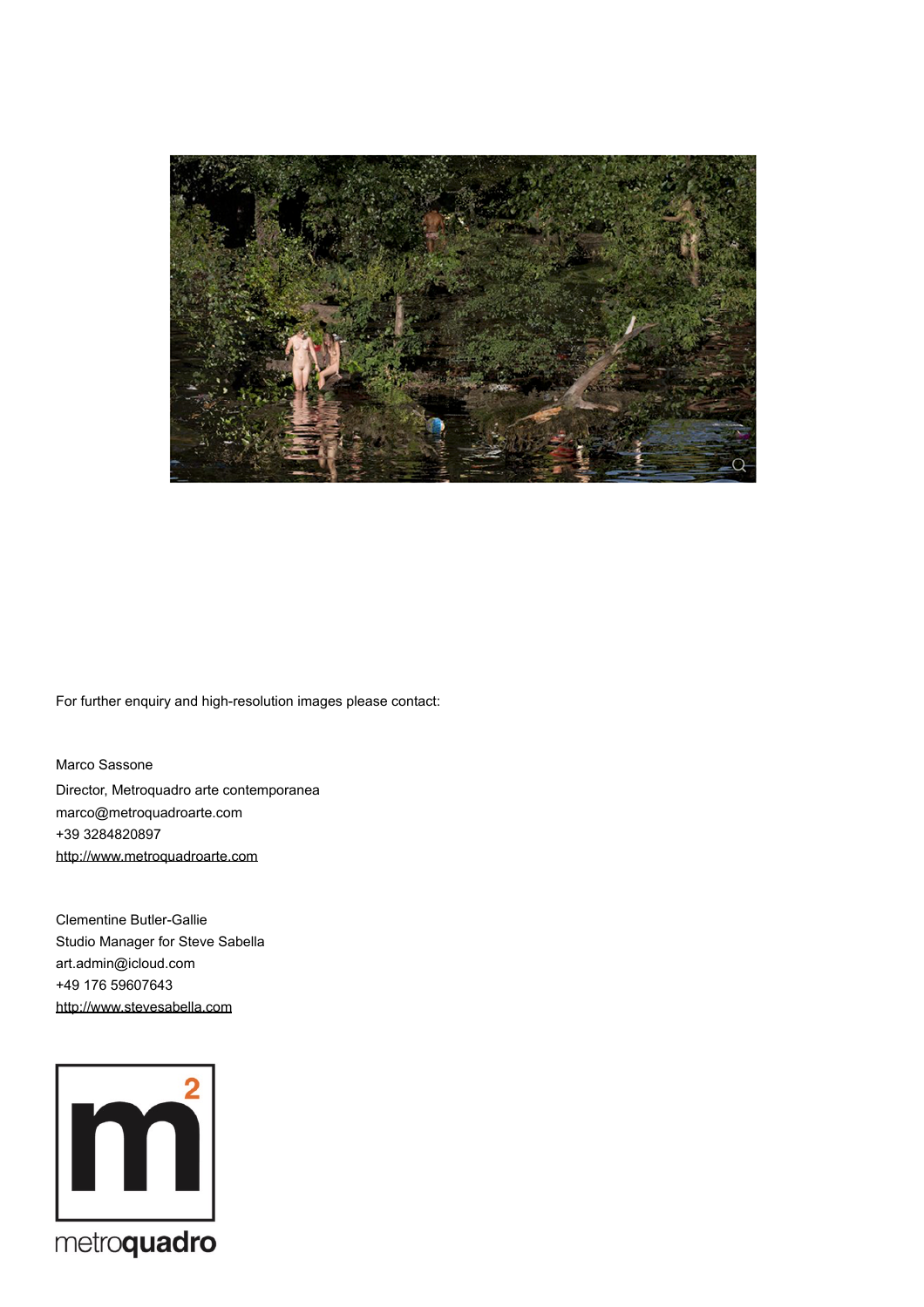For further enquiry and high-resolution images please contact:

Marco Sassone
Director, Metroquadro arte contemporanea
marco@metroquadroarte.com
+39 3284820897
http://www.metroquadroarte.com

Clementine Butler-Gallie
Studio Manager for Steve Sabella
art.admin@icloud.com
+49 176 59607643
http://www.stevesabella.com